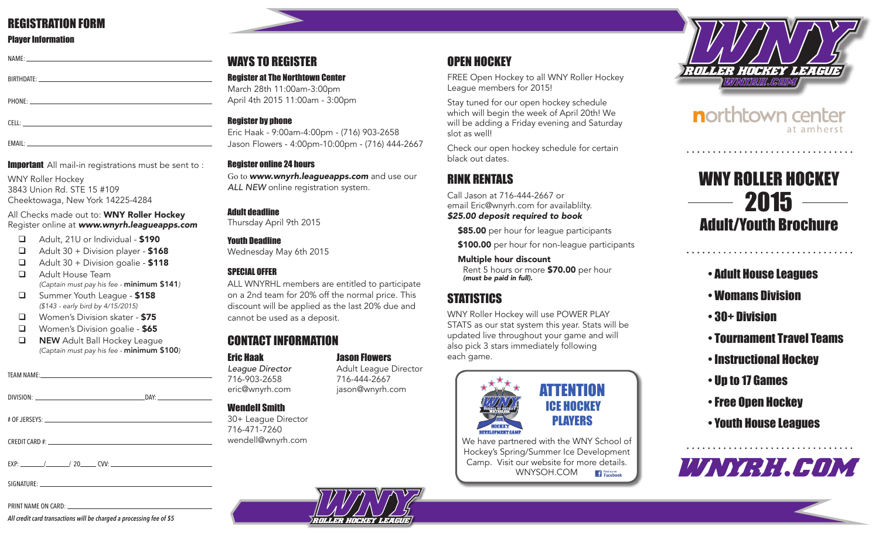# REGISTRATION FORM

## Player Information

NAME: ______________________________

BIRTHDATE: ______________________________

PHONE: ______________________________

CELL: ______________________________

EMAIL: ______________________________

**Important** All mail-in registrations must be sent to :

WNY Roller Hockey
3843 Union Rd. STE 15 #109
Cheektowaga, New York 14225-4284

All Checks made out to: **WNY Roller Hockey**
Register online at ***www.wnyrh.leagueapps.com***

- ❑ Adult, 21U or Individual - **$190**
- ❑ Adult 30 + Division player - **$168**
- ❑ Adult 30 + Division goalie - **$118**
- ❑ Adult House Team
  *(Captain must pay his fee -* **minimum $141***)*
- ❑ Summer Youth League - **$158**
  *($143 - early bird by 4/15/2015)*
- ❑ Women's Division skater - **$75**
- ❑ Women's Division goalie - **$65**
- ❑ **NEW** Adult Ball Hockey League
  *(Captain must pay his fee -* **minimum $100***)*

TEAM NAME: ______________________________

DIVISION: ____________________ DAY: ____________

# OF JERSEYS: ______________________________

CREDIT CARD #: ______________________________

EXP: ______/______/ 20____ CVV: ____________

SIGNATURE: ______________________________

PRINT NAME ON CARD: ______________________________

*All credit card transactions will be charged a processing fee of $5*

# WAYS TO REGISTER

**Register at The Northtown Center**
March 28th 11:00am-3:00pm
April 4th 2015 11:00am - 3:00pm

**Register by phone**
Eric Haak - 9:00am-4:00pm - (716) 903-2658
Jason Flowers - 4:00pm-10:00pm - (716) 444-2667

**Register online 24 hours**
Go to ***www.wnyrh.leagueapps.com*** and use our *ALL NEW* online registration system.

**Adult deadline**
Thursday April 9th 2015

**Youth Deadline**
Wednesday May 6th 2015

**SPECIAL OFFER**
ALL WNYRHL members are entitled to participate on a 2nd team for 20% off the normal price. This discount will be applied as the last 20% due and cannot be used as a deposit.

# CONTACT INFORMATION

**Eric Haak**
*League Director*
716-903-2658
eric@wnyrh.com

**Jason Flowers**
Adult League Director
716-444-2667
jason@wnyrh.com

**Wendell Smith**
30+ League Director
716-471-7260
wendell@wnyrh.com

# OPEN HOCKEY

FREE Open Hockey to all WNY Roller Hockey League members for 2015!

Stay tuned for our open hockey schedule which will begin the week of April 20th! We will be adding a Friday evening and Saturday slot as well!

Check our open hockey schedule for certain black out dates.

# RINK RENTALS

Call Jason at 716-444-2667 or email Eric@wnyrh.com for availablilty.
***$25.00 deposit required to book***

**$85.00** per hour for league participants

**$100.00** per hour for non-league participants

**Multiple hour discount**
Rent 5 hours or more **$70.00** per hour
***(must be paid in full).***

# STATISTICS

WNY Roller Hockey will use POWER PLAY STATS as our stat system this year. Stats will be updated live throughout your game and will also pick 3 stars immediately following each game.

## ATTENTION ICE HOCKEY PLAYERS

We have partnered with the WNY School of Hockey's Spring/Summer Ice Development Camp. Visit our website for more details.
WNYSOH.COM

WNY ROLLER HOCKEY LEAGUE
WNYRH.COM

northtown center at amherst

# WNY ROLLER HOCKEY 2015 Adult/Youth Brochure

- Adult House Leagues
- Womans Division
- 30+ Division
- Tournament Travel Teams
- Instructional Hockey
- Up to 17 Games
- Free Open Hockey
- Youth House Leagues

WNYRH.COM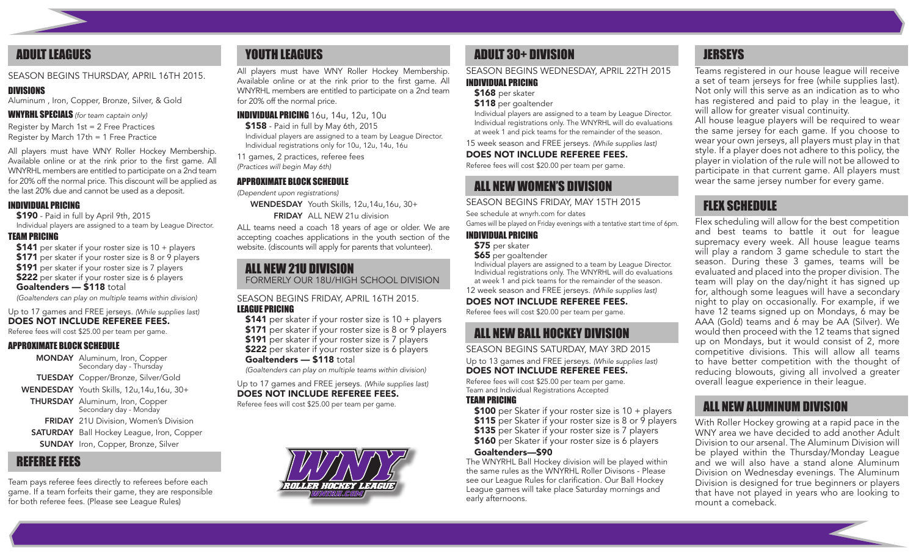## ADULT LEAGUES

SEASON BEGINS THURSDAY, APRIL 16TH 2015.

### DIVISIONS

Aluminum , Iron, Copper, Bronze, Silver, & Gold

### WNYRHL SPECIALS *(for team captain only)*

Register by March 1st = 2 Free Practices
Register by March 17th = 1 Free Practice

All players must have WNY Roller Hockey Membership. Available online or at the rink prior to the first game. All WNYRHL members are entitled to participate on a 2nd team for 20% off the normal price. This discount will be applied as the last 20% due and cannot be used as a deposit.

### INDIVIDUAL PRICING

**$190** - Paid in full by April 9th, 2015
Individual players are assigned to a team by League Director.

### TEAM PRICING

**$141** per skater if your roster size is 10 + players
**$171** per skater if your roster size is 8 or 9 players
**$191** per skater if your roster size is 7 players
**$222** per skater if your roster size is 6 players
**Goaltenders — $118** total
*(Goaltenders can play on multiple teams within division)*

Up to 17 games and FREE jerseys. *(While supplies last)*
**DOES NOT INCLUDE REFEREE FEES.**
Referee fees will cost $25.00 per team per game.

### APPROXIMATE BLOCK SCHEDULE

**MONDAY** Aluminum, Iron, Copper
Secondary day - Thursday
**TUESDAY** Copper/Bronze, Silver/Gold
**WENDESDAY** Youth Skills, 12u,14u,16u, 30+
**THURSDAY** Aluminum, Iron, Copper
Secondary day - Monday
**FRIDAY** 21U Division, Women's Division
**SATURDAY** Ball Hockey League, Iron, Copper
**SUNDAY** Iron, Copper, Bronze, Silver

## REFEREE FEES

Team pays referee fees directly to referees before each game. If a team forfeits their game, they are responsible for both referee fees. (Please see League Rules)

## YOUTH LEAGUES

All players must have WNY Roller Hockey Membership. Available online or at the rink prior to the first game. All WNYRHL members are entitled to participate on a 2nd team for 20% off the normal price.

### INDIVIDUAL PRICING 16u, 14u, 12u, 10u

**$158** - Paid in full by May 6th, 2015
Individual players are assigned to a team by League Director.
Individual registrations only for 10u, 12u, 14u, 16u

11 games, 2 practices, referee fees
*(Practices will begin May 6th)*

### APPROXIMATE BLOCK SCHEDULE

*(Dependent upon registrations)*

**WENDESDAY** Youth Skills, 12u,14u,16u, 30+
**FRIDAY** ALL NEW 21u division

ALL teams need a coach 18 years of age or older. We are accepting coaches applications in the youth section of the website. (discounts will apply for parents that volunteer).

## ALL NEW 21U DIVISION

FORMERLY OUR 18U/HIGH SCHOOL DIVISION

SEASON BEGINS FRIDAY, APRIL 16TH 2015.

### LEAGUE PRICING

**$141** per skater if your roster size is 10 + players
**$171** per skater if your roster size is 8 or 9 players
**$191** per skater if your roster size is 7 players
**$222** per skater if your roster size is 6 players
**Goaltenders — $118** total
*(Goaltenders can play on multiple teams within division)*

Up to 17 games and FREE jerseys. *(While supplies last)*
**DOES NOT INCLUDE REFEREE FEES.**
Referee fees will cost $25.00 per team per game.

WNY ROLLER HOCKEY LEAGUE WNYRHL.COM

## ADULT 30+ DIVISION

SEASON BEGINS WEDNESDAY, APRIL 22TH 2015

### INDIVIDUAL PRICING

**$168** per skater
**$118** per goaltender
Individual players are assigned to a team by League Director. Individual registrations only. The WNYRHL will do evaluations at week 1 and pick teams for the remainder of the season.

15 week season and FREE jerseys. *(While supplies last)*
**DOES NOT INCLUDE REFEREE FEES.**
Referee fees will cost $20.00 per team per game.

## ALL NEW WOMEN'S DIVISION

SEASON BEGINS FRIDAY, MAY 15TH 2015
See schedule at wnyrh.com for dates
Games will be played on Friday evenings with a tentative start time of 6pm.

### INDIVIDUAL PRICING

**$75** per skater
**$65** per goaltender
Individual players are assigned to a team by League Director. Individual registrations only. The WNYRHL will do evaluations at week 1 and pick teams for the remainder of the season.

12 week season and FREE jerseys. *(While supplies last)*
**DOES NOT INCLUDE REFEREE FEES.**
Referee fees will cost $20.00 per team per game.

## ALL NEW BALL HOCKEY DIVISION

SEASON BEGINS SATURDAY, MAY 3RD 2015

Up to 13 games and FREE jerseys. *(While supplies last)*
**DOES NOT INCLUDE REFEREE FEES.**
Referee fees will cost $25.00 per team per game.
Team and Individual Registrations Accepted

### TEAM PRICING

**$100** per Skater if your roster size is 10 + players
**$115** per Skater if your roster size is 8 or 9 players
**$135** per Skater if your roster size is 7 players
**$160** per Skater if your roster size is 6 players
**Goaltenders—$90**

The WNYRHL Ball Hockey division will be played within the same rules as the WNYRHL Roller Divisons - Please see our League Rules for clarification. Our Ball Hockey League games will take place Saturday mornings and early afternoons.

## JERSEYS

Teams registered in our house league will receive a set of team jerseys for free (while supplies last). Not only will this serve as an indication as to who has registered and paid to play in the league, it will allow for greater visual continuity.

All house league players will be required to wear the same jersey for each game. If you choose to wear your own jerseys, all players must play in that style. If a player does not adhere to this policy, the player in violation of the rule will not be allowed to participate in that current game. All players must wear the same jersey number for every game.

## FLEX SCHEDULE

Flex scheduling will allow for the best competition and best teams to battle it out for league supremacy every week. All house league teams will play a random 3 game schedule to start the season. During these 3 games, teams will be evaluated and placed into the proper division. The team will play on the day/night it has signed up for, although some leagues will have a secondary night to play on occasionally. For example, if we have 12 teams signed up on Mondays, 6 may be AAA (Gold) teams and 6 may be AA (Silver). We would then proceed with the 12 teams that signed up on Mondays, but it would consist of 2, more competitive divisions. This will allow all teams to have better competition with the thought of reducing blowouts, giving all involved a greater overall league experience in their league.

## ALL NEW ALUMINUM DIVISION

With Roller Hockey growing at a rapid pace in the WNY area we have decided to add another Adult Division to our arsenal. The Aluminum Division will be played within the Thursday/Monday League and we will also have a stand alone Aluminum Division on Wednesday evenings. The Aluminum Division is designed for true beginners or players that have not played in years who are looking to mount a comeback.